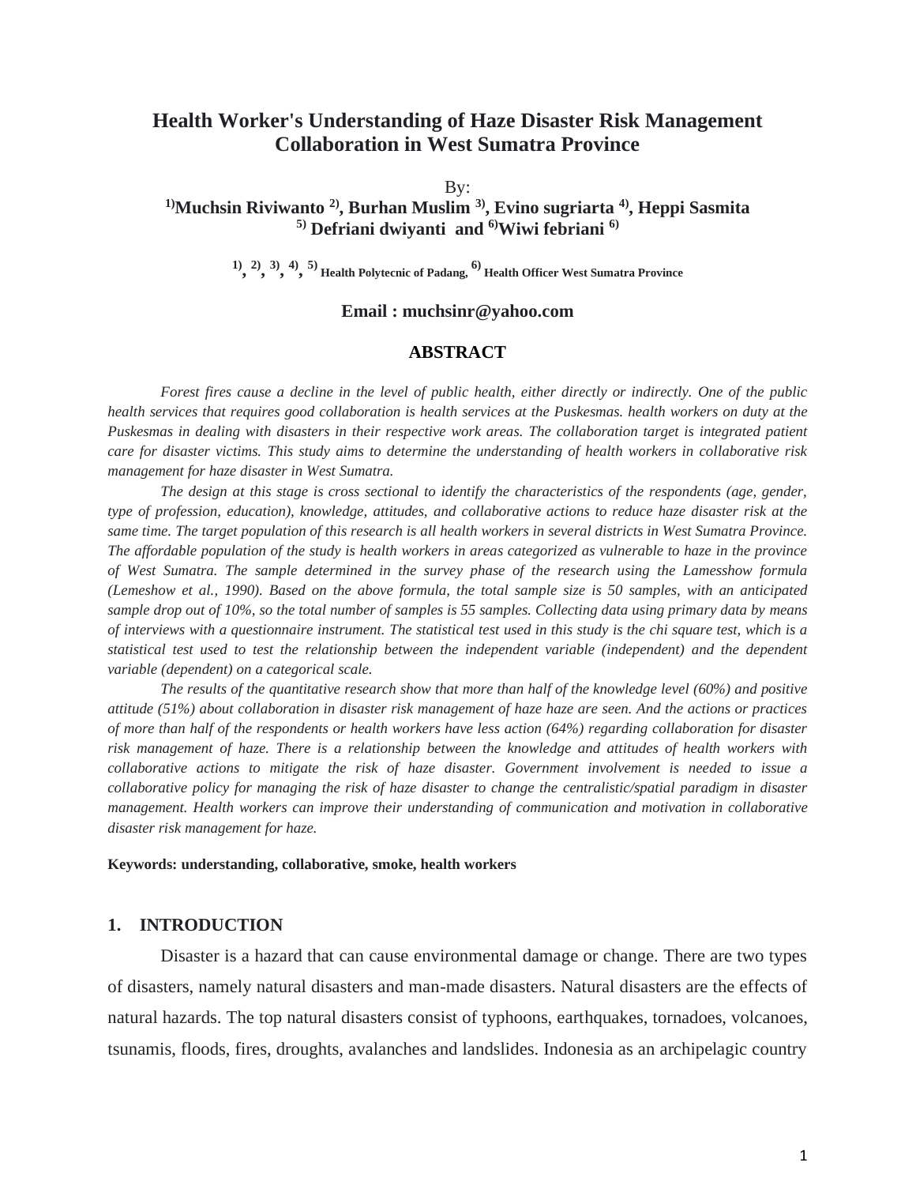# Health Worker's Understanding of Haze Disaster Risk Management Collaboration in West Sumatra Province

By:

**[1)]Muchsin Riviwanto [2)], Burhan Muslim [3)], Evino sugriarta [4)], Heppi Sasmita [5)] Defriani dwiyanti and [6)]Wiwi febriani [6)]**

[1), 2), 3), 4), 5)] **Health Polytecnic of Padang,** [6)] **Health Officer West Sumatra Province**

**Email : muchsinr@yahoo.com**

## ABSTRACT

*Forest fires cause a decline in the level of public health, either directly or indirectly. One of the public health services that requires good collaboration is health services at the Puskesmas. health workers on duty at the Puskesmas in dealing with disasters in their respective work areas. The collaboration target is integrated patient care for disaster victims. This study aims to determine the understanding of health workers in collaborative risk management for haze disaster in West Sumatra.*

*The design at this stage is cross sectional to identify the characteristics of the respondents (age, gender, type of profession, education), knowledge, attitudes, and collaborative actions to reduce haze disaster risk at the same time. The target population of this research is all health workers in several districts in West Sumatra Province. The affordable population of the study is health workers in areas categorized as vulnerable to haze in the province of West Sumatra. The sample determined in the survey phase of the research using the Lamesshow formula (Lemeshow et al., 1990). Based on the above formula, the total sample size is 50 samples, with an anticipated sample drop out of 10%, so the total number of samples is 55 samples. Collecting data using primary data by means of interviews with a questionnaire instrument. The statistical test used in this study is the chi square test, which is a statistical test used to test the relationship between the independent variable (independent) and the dependent variable (dependent) on a categorical scale.*

*The results of the quantitative research show that more than half of the knowledge level (60%) and positive attitude (51%) about collaboration in disaster risk management of haze haze are seen. And the actions or practices of more than half of the respondents or health workers have less action (64%) regarding collaboration for disaster risk management of haze. There is a relationship between the knowledge and attitudes of health workers with collaborative actions to mitigate the risk of haze disaster. Government involvement is needed to issue a collaborative policy for managing the risk of haze disaster to change the centralistic/spatial paradigm in disaster management. Health workers can improve their understanding of communication and motivation in collaborative disaster risk management for haze.*

**Keywords: understanding, collaborative, smoke, health workers**

## 1. INTRODUCTION

Disaster is a hazard that can cause environmental damage or change. There are two types of disasters, namely natural disasters and man-made disasters. Natural disasters are the effects of natural hazards. The top natural disasters consist of typhoons, earthquakes, tornadoes, volcanoes, tsunamis, floods, fires, droughts, avalanches and landslides. Indonesia as an archipelagic country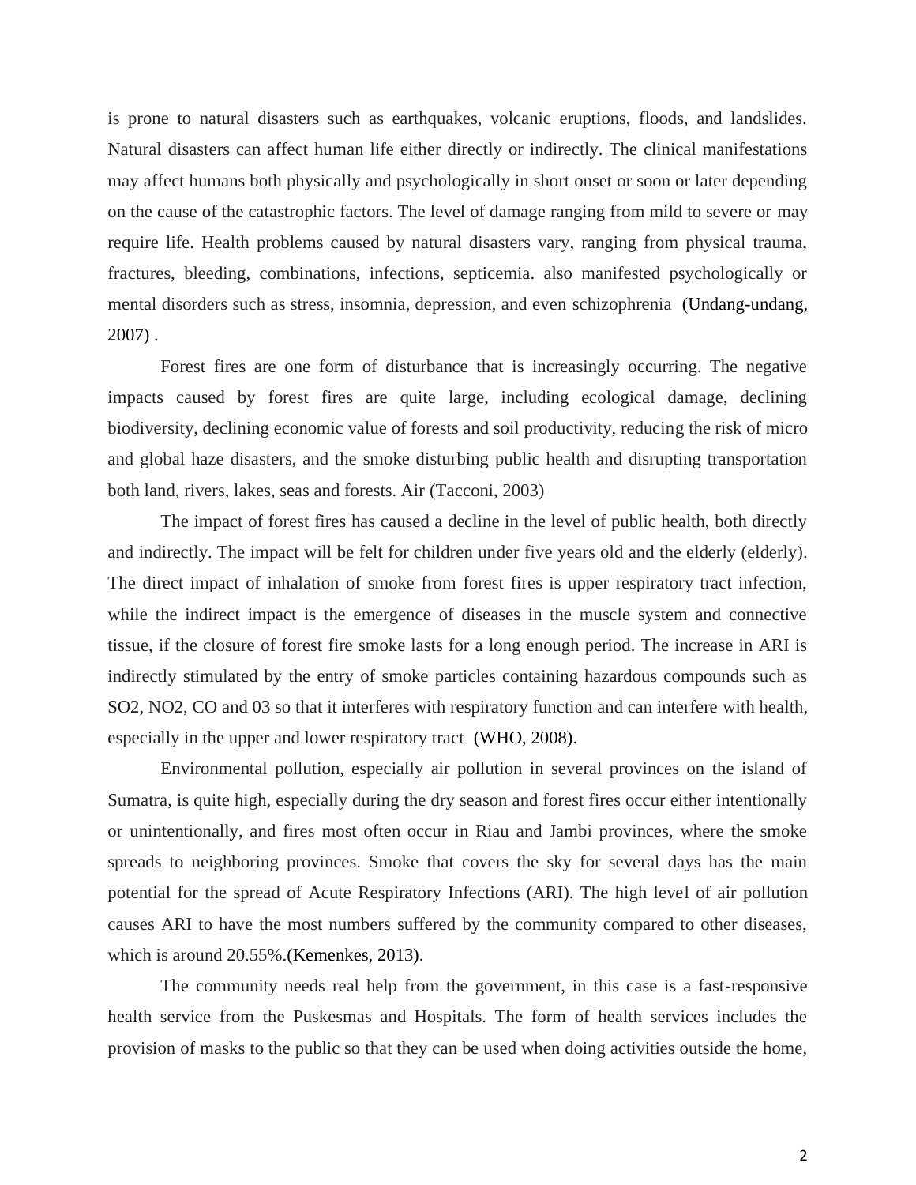is prone to natural disasters such as earthquakes, volcanic eruptions, floods, and landslides. Natural disasters can affect human life either directly or indirectly. The clinical manifestations may affect humans both physically and psychologically in short onset or soon or later depending on the cause of the catastrophic factors. The level of damage ranging from mild to severe or may require life. Health problems caused by natural disasters vary, ranging from physical trauma, fractures, bleeding, combinations, infections, septicemia. also manifested psychologically or mental disorders such as stress, insomnia, depression, and even schizophrenia (Undang-undang, 2007) .

Forest fires are one form of disturbance that is increasingly occurring. The negative impacts caused by forest fires are quite large, including ecological damage, declining biodiversity, declining economic value of forests and soil productivity, reducing the risk of micro and global haze disasters, and the smoke disturbing public health and disrupting transportation both land, rivers, lakes, seas and forests. Air (Tacconi, 2003)

The impact of forest fires has caused a decline in the level of public health, both directly and indirectly. The impact will be felt for children under five years old and the elderly (elderly). The direct impact of inhalation of smoke from forest fires is upper respiratory tract infection, while the indirect impact is the emergence of diseases in the muscle system and connective tissue, if the closure of forest fire smoke lasts for a long enough period. The increase in ARI is indirectly stimulated by the entry of smoke particles containing hazardous compounds such as SO2, NO2, CO and 03 so that it interferes with respiratory function and can interfere with health, especially in the upper and lower respiratory tract (WHO, 2008).

Environmental pollution, especially air pollution in several provinces on the island of Sumatra, is quite high, especially during the dry season and forest fires occur either intentionally or unintentionally, and fires most often occur in Riau and Jambi provinces, where the smoke spreads to neighboring provinces. Smoke that covers the sky for several days has the main potential for the spread of Acute Respiratory Infections (ARI). The high level of air pollution causes ARI to have the most numbers suffered by the community compared to other diseases, which is around 20.55%.(Kemenkes, 2013).

The community needs real help from the government, in this case is a fast-responsive health service from the Puskesmas and Hospitals. The form of health services includes the provision of masks to the public so that they can be used when doing activities outside the home,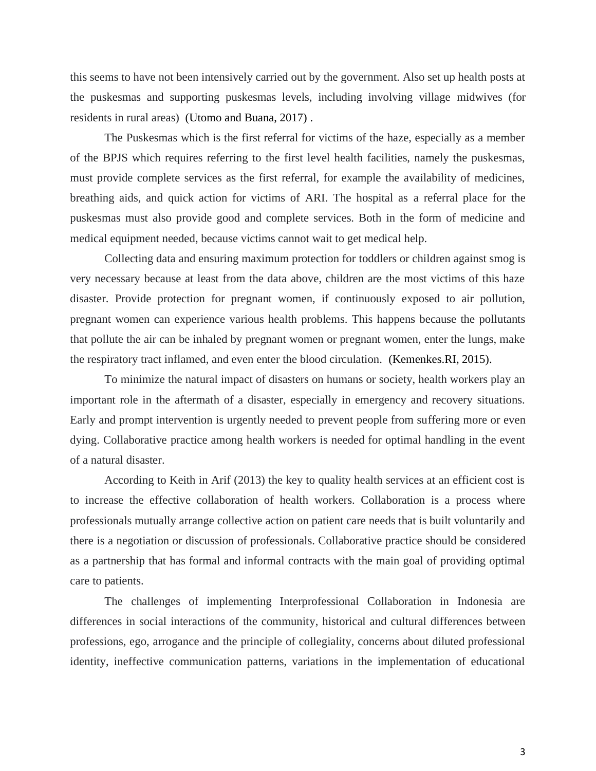this seems to have not been intensively carried out by the government. Also set up health posts at the puskesmas and supporting puskesmas levels, including involving village midwives (for residents in rural areas) (Utomo and Buana, 2017) .

The Puskesmas which is the first referral for victims of the haze, especially as a member of the BPJS which requires referring to the first level health facilities, namely the puskesmas, must provide complete services as the first referral, for example the availability of medicines, breathing aids, and quick action for victims of ARI. The hospital as a referral place for the puskesmas must also provide good and complete services. Both in the form of medicine and medical equipment needed, because victims cannot wait to get medical help.

Collecting data and ensuring maximum protection for toddlers or children against smog is very necessary because at least from the data above, children are the most victims of this haze disaster. Provide protection for pregnant women, if continuously exposed to air pollution, pregnant women can experience various health problems. This happens because the pollutants that pollute the air can be inhaled by pregnant women or pregnant women, enter the lungs, make the respiratory tract inflamed, and even enter the blood circulation. (Kemenkes.RI, 2015).

To minimize the natural impact of disasters on humans or society, health workers play an important role in the aftermath of a disaster, especially in emergency and recovery situations. Early and prompt intervention is urgently needed to prevent people from suffering more or even dying. Collaborative practice among health workers is needed for optimal handling in the event of a natural disaster.

According to Keith in Arif (2013) the key to quality health services at an efficient cost is to increase the effective collaboration of health workers. Collaboration is a process where professionals mutually arrange collective action on patient care needs that is built voluntarily and there is a negotiation or discussion of professionals. Collaborative practice should be considered as a partnership that has formal and informal contracts with the main goal of providing optimal care to patients.

The challenges of implementing Interprofessional Collaboration in Indonesia are differences in social interactions of the community, historical and cultural differences between professions, ego, arrogance and the principle of collegiality, concerns about diluted professional identity, ineffective communication patterns, variations in the implementation of educational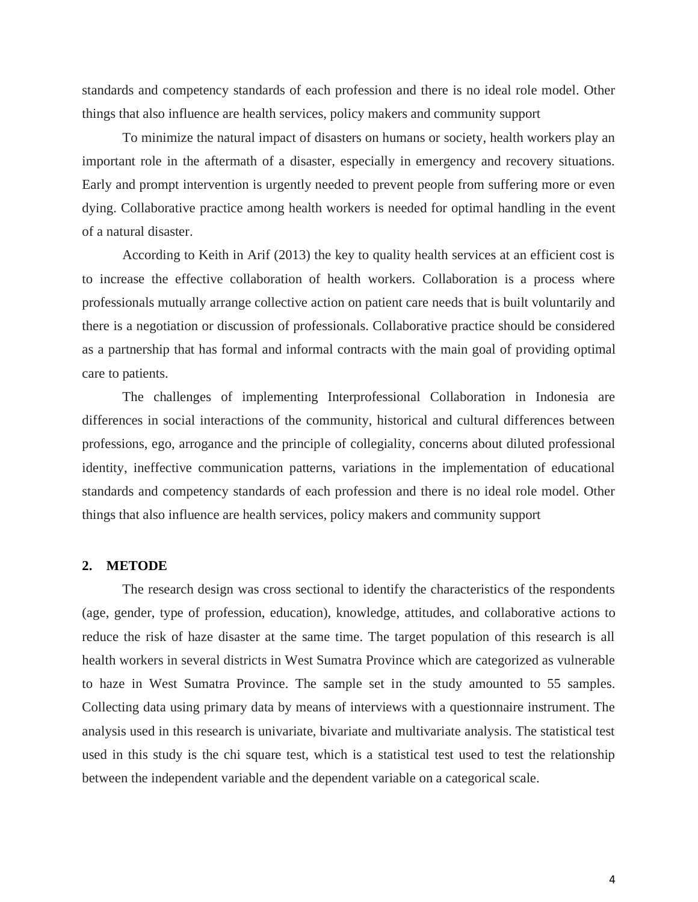standards and competency standards of each profession and there is no ideal role model. Other things that also influence are health services, policy makers and community support

To minimize the natural impact of disasters on humans or society, health workers play an important role in the aftermath of a disaster, especially in emergency and recovery situations. Early and prompt intervention is urgently needed to prevent people from suffering more or even dying. Collaborative practice among health workers is needed for optimal handling in the event of a natural disaster.

According to Keith in Arif (2013) the key to quality health services at an efficient cost is to increase the effective collaboration of health workers. Collaboration is a process where professionals mutually arrange collective action on patient care needs that is built voluntarily and there is a negotiation or discussion of professionals. Collaborative practice should be considered as a partnership that has formal and informal contracts with the main goal of providing optimal care to patients.

The challenges of implementing Interprofessional Collaboration in Indonesia are differences in social interactions of the community, historical and cultural differences between professions, ego, arrogance and the principle of collegiality, concerns about diluted professional identity, ineffective communication patterns, variations in the implementation of educational standards and competency standards of each profession and there is no ideal role model. Other things that also influence are health services, policy makers and community support

## 2. METODE

The research design was cross sectional to identify the characteristics of the respondents (age, gender, type of profession, education), knowledge, attitudes, and collaborative actions to reduce the risk of haze disaster at the same time. The target population of this research is all health workers in several districts in West Sumatra Province which are categorized as vulnerable to haze in West Sumatra Province. The sample set in the study amounted to 55 samples. Collecting data using primary data by means of interviews with a questionnaire instrument. The analysis used in this research is univariate, bivariate and multivariate analysis. The statistical test used in this study is the chi square test, which is a statistical test used to test the relationship between the independent variable and the dependent variable on a categorical scale.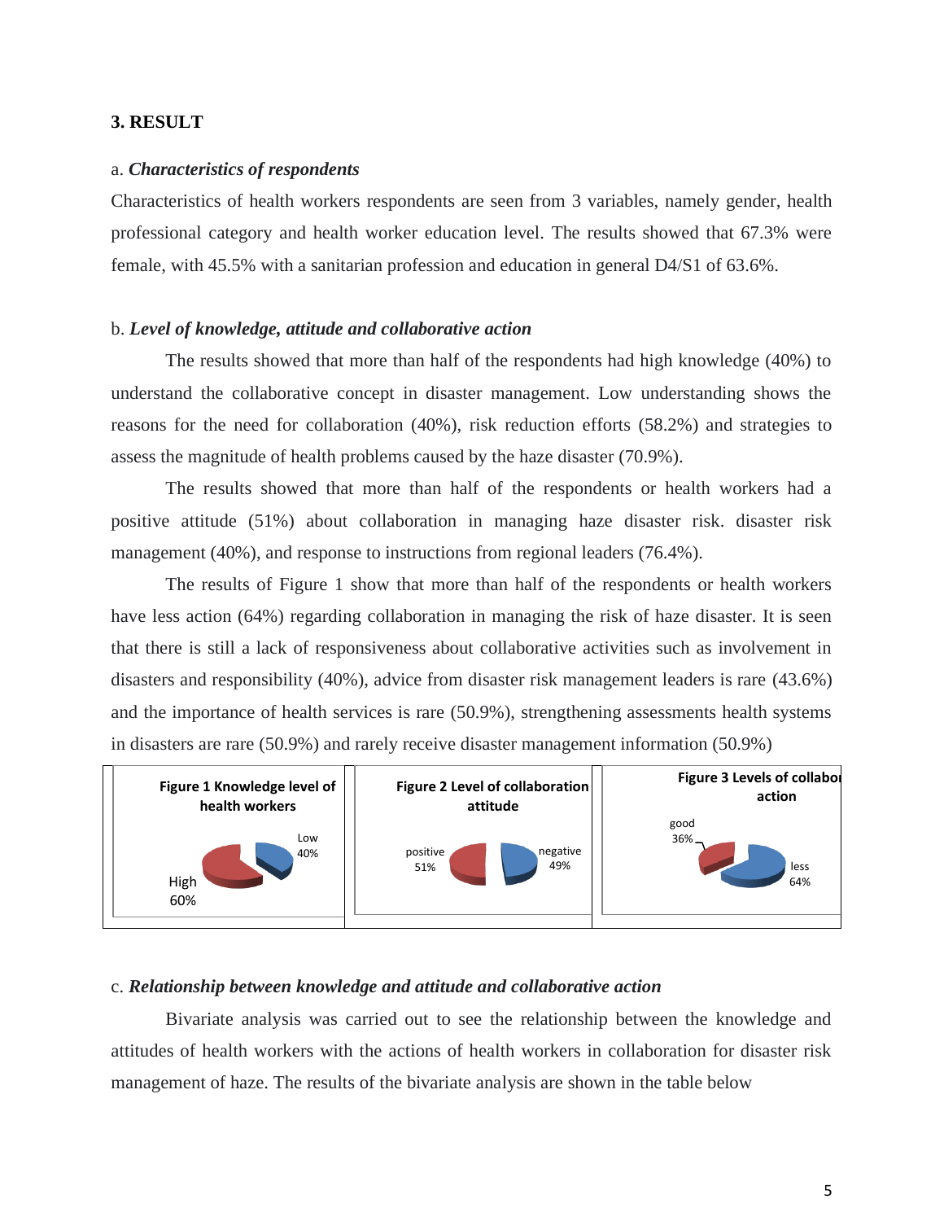## 3. RESULT

a. ***Characteristics of respondents***

Characteristics of health workers respondents are seen from 3 variables, namely gender, health professional category and health worker education level. The results showed that 67.3% were female, with 45.5% with a sanitarian profession and education in general D4/S1 of 63.6%.

b. ***Level of knowledge, attitude and collaborative action***

The results showed that more than half of the respondents had high knowledge (40%) to understand the collaborative concept in disaster management. Low understanding shows the reasons for the need for collaboration (40%), risk reduction efforts (58.2%) and strategies to assess the magnitude of health problems caused by the haze disaster (70.9%).

The results showed that more than half of the respondents or health workers had a positive attitude (51%) about collaboration in managing haze disaster risk. disaster risk management (40%), and response to instructions from regional leaders (76.4%).

The results of Figure 1 show that more than half of the respondents or health workers have less action (64%) regarding collaboration in managing the risk of haze disaster. It is seen that there is still a lack of responsiveness about collaborative activities such as involvement in disasters and responsibility (40%), advice from disaster risk management leaders is rare (43.6%) and the importance of health services is rare (50.9%), strengthening assessments health systems in disasters are rare (50.9%) and rarely receive disaster management information (50.9%)

**Figure 1 Knowledge level of health workers**

Low 40%
High 60%

**Figure 2 Level of collaboration attitude**

positive 51%
negative 49%

**Figure 3 Levels of collabor action**

good 36%
less 64%

c. ***Relationship between knowledge and attitude and collaborative action***

Bivariate analysis was carried out to see the relationship between the knowledge and attitudes of health workers with the actions of health workers in collaboration for disaster risk management of haze. The results of the bivariate analysis are shown in the table below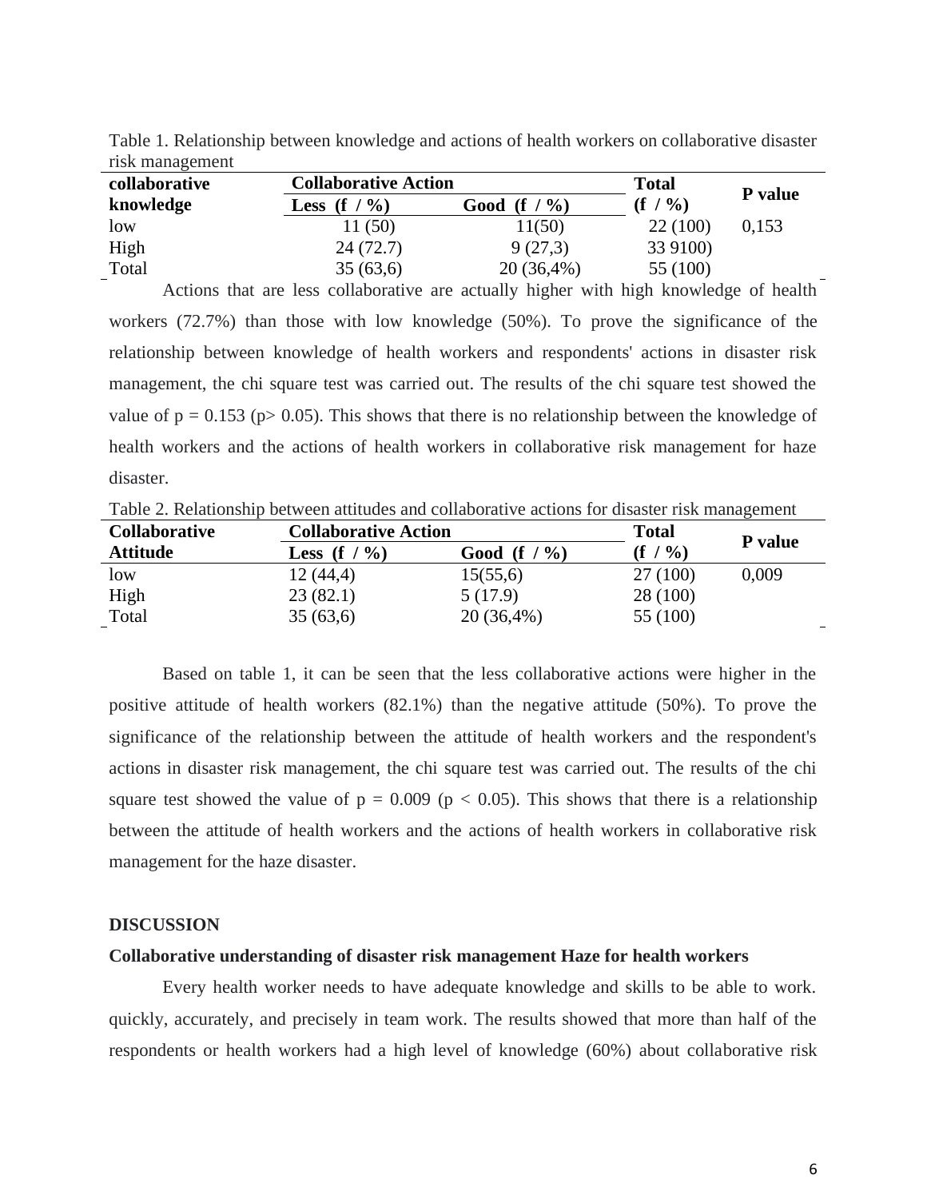Table 1. Relationship between knowledge and actions of health workers on collaborative disaster risk management

| collaborative knowledge | Collaborative Action | | Total (f / %) | P value |
|---|---|---|---|---|
| | Less (f / %) | Good (f / %) | | |
| low | 11 (50) | 11(50) | 22 (100) | 0,153 |
| High | 24 (72.7) | 9 (27,3) | 33 9100) | |
| Total | 35 (63,6) | 20 (36,4%) | 55 (100) | |

Actions that are less collaborative are actually higher with high knowledge of health workers (72.7%) than those with low knowledge (50%). To prove the significance of the relationship between knowledge of health workers and respondents' actions in disaster risk management, the chi square test was carried out. The results of the chi square test showed the value of $p = 0.153$ ($p > 0.05$). This shows that there is no relationship between the knowledge of health workers and the actions of health workers in collaborative risk management for haze disaster.

Table 2. Relationship between attitudes and collaborative actions for disaster risk management

| Collaborative Attitude | Collaborative Action | | Total (f / %) | P value |
|---|---|---|---|---|
| | Less (f / %) | Good (f / %) | | |
| low | 12 (44,4) | 15(55,6) | 27 (100) | 0,009 |
| High | 23 (82.1) | 5 (17.9) | 28 (100) | |
| Total | 35 (63,6) | 20 (36,4%) | 55 (100) | |

Based on table 1, it can be seen that the less collaborative actions were higher in the positive attitude of health workers (82.1%) than the negative attitude (50%). To prove the significance of the relationship between the attitude of health workers and the respondent's actions in disaster risk management, the chi square test was carried out. The results of the chi square test showed the value of $p = 0.009$ ($p < 0.05$). This shows that there is a relationship between the attitude of health workers and the actions of health workers in collaborative risk management for the haze disaster.

## DISCUSSION

### Collaborative understanding of disaster risk management Haze for health workers

Every health worker needs to have adequate knowledge and skills to be able to work. quickly, accurately, and precisely in team work. The results showed that more than half of the respondents or health workers had a high level of knowledge (60%) about collaborative risk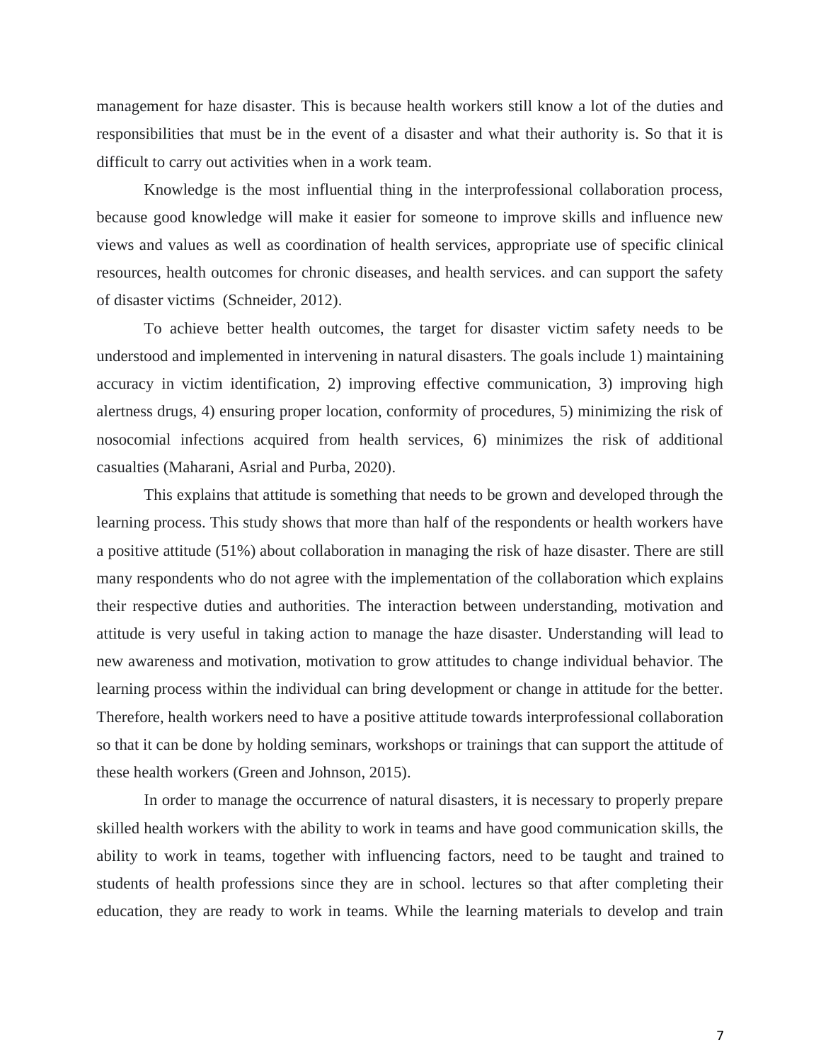management for haze disaster. This is because health workers still know a lot of the duties and responsibilities that must be in the event of a disaster and what their authority is. So that it is difficult to carry out activities when in a work team.

Knowledge is the most influential thing in the interprofessional collaboration process, because good knowledge will make it easier for someone to improve skills and influence new views and values as well as coordination of health services, appropriate use of specific clinical resources, health outcomes for chronic diseases, and health services. and can support the safety of disaster victims (Schneider, 2012).

To achieve better health outcomes, the target for disaster victim safety needs to be understood and implemented in intervening in natural disasters. The goals include 1) maintaining accuracy in victim identification, 2) improving effective communication, 3) improving high alertness drugs, 4) ensuring proper location, conformity of procedures, 5) minimizing the risk of nosocomial infections acquired from health services, 6) minimizes the risk of additional casualties (Maharani, Asrial and Purba, 2020).

This explains that attitude is something that needs to be grown and developed through the learning process. This study shows that more than half of the respondents or health workers have a positive attitude (51%) about collaboration in managing the risk of haze disaster. There are still many respondents who do not agree with the implementation of the collaboration which explains their respective duties and authorities. The interaction between understanding, motivation and attitude is very useful in taking action to manage the haze disaster. Understanding will lead to new awareness and motivation, motivation to grow attitudes to change individual behavior. The learning process within the individual can bring development or change in attitude for the better. Therefore, health workers need to have a positive attitude towards interprofessional collaboration so that it can be done by holding seminars, workshops or trainings that can support the attitude of these health workers (Green and Johnson, 2015).

In order to manage the occurrence of natural disasters, it is necessary to properly prepare skilled health workers with the ability to work in teams and have good communication skills, the ability to work in teams, together with influencing factors, need to be taught and trained to students of health professions since they are in school. lectures so that after completing their education, they are ready to work in teams. While the learning materials to develop and train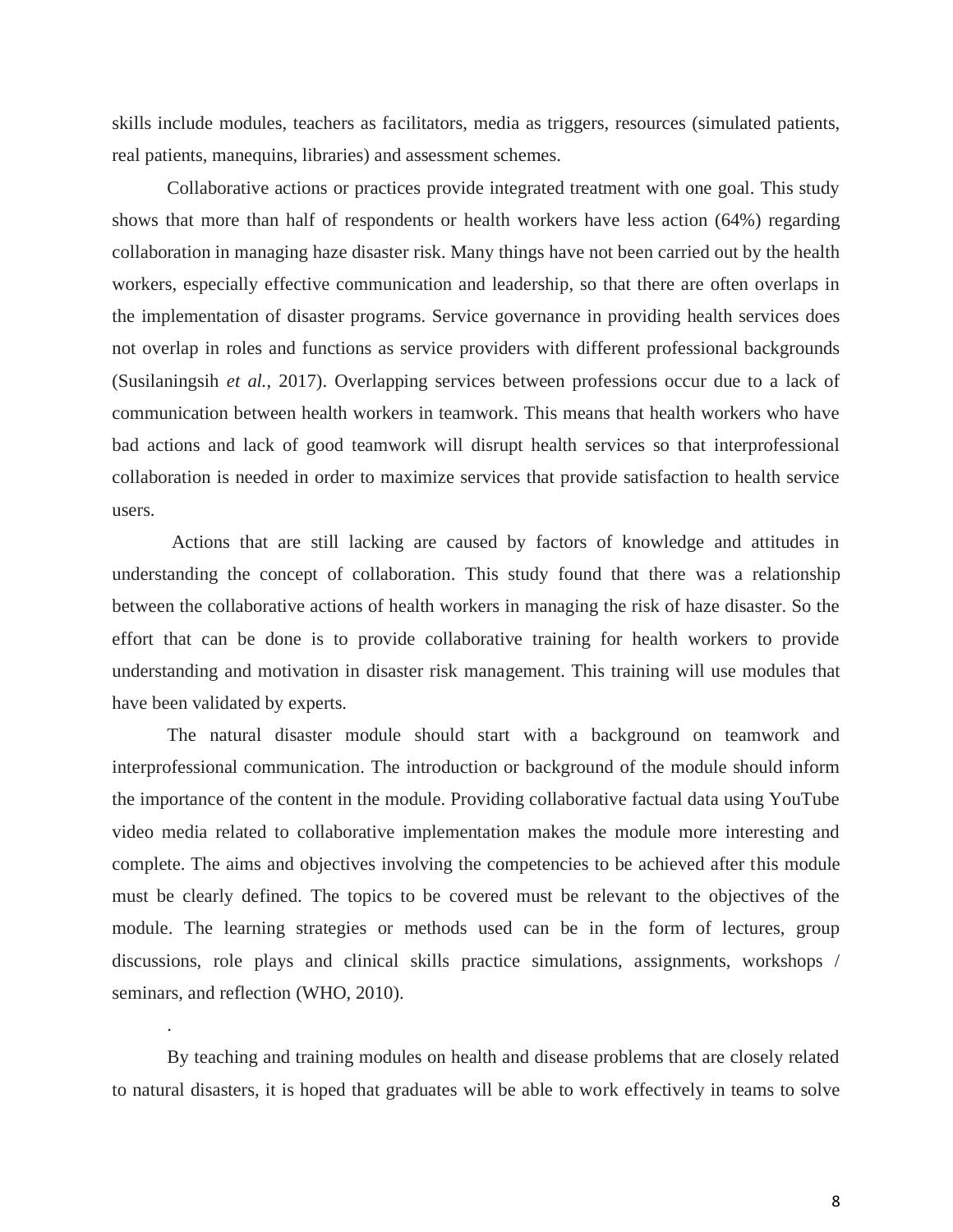skills include modules, teachers as facilitators, media as triggers, resources (simulated patients, real patients, manequins, libraries) and assessment schemes.

Collaborative actions or practices provide integrated treatment with one goal. This study shows that more than half of respondents or health workers have less action (64%) regarding collaboration in managing haze disaster risk. Many things have not been carried out by the health workers, especially effective communication and leadership, so that there are often overlaps in the implementation of disaster programs. Service governance in providing health services does not overlap in roles and functions as service providers with different professional backgrounds (Susilaningsih *et al.*, 2017). Overlapping services between professions occur due to a lack of communication between health workers in teamwork. This means that health workers who have bad actions and lack of good teamwork will disrupt health services so that interprofessional collaboration is needed in order to maximize services that provide satisfaction to health service users.

Actions that are still lacking are caused by factors of knowledge and attitudes in understanding the concept of collaboration. This study found that there was a relationship between the collaborative actions of health workers in managing the risk of haze disaster. So the effort that can be done is to provide collaborative training for health workers to provide understanding and motivation in disaster risk management. This training will use modules that have been validated by experts.

The natural disaster module should start with a background on teamwork and interprofessional communication. The introduction or background of the module should inform the importance of the content in the module. Providing collaborative factual data using YouTube video media related to collaborative implementation makes the module more interesting and complete. The aims and objectives involving the competencies to be achieved after this module must be clearly defined. The topics to be covered must be relevant to the objectives of the module. The learning strategies or methods used can be in the form of lectures, group discussions, role plays and clinical skills practice simulations, assignments, workshops / seminars, and reflection (WHO, 2010).

.

By teaching and training modules on health and disease problems that are closely related to natural disasters, it is hoped that graduates will be able to work effectively in teams to solve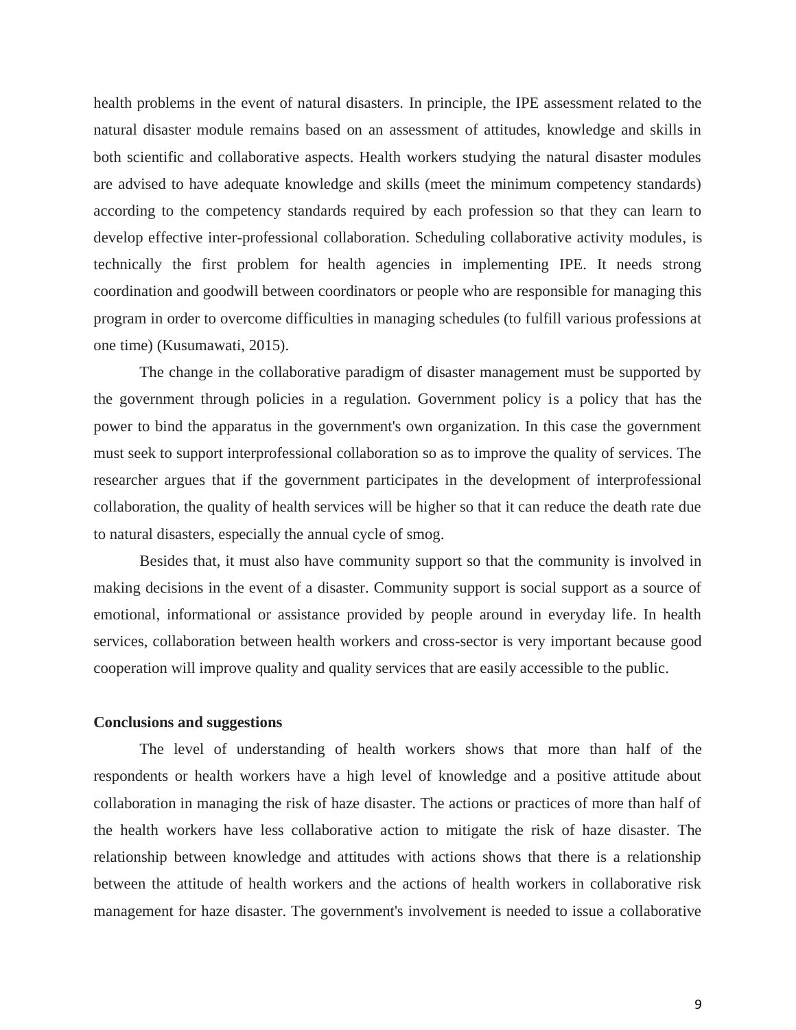health problems in the event of natural disasters. In principle, the IPE assessment related to the natural disaster module remains based on an assessment of attitudes, knowledge and skills in both scientific and collaborative aspects. Health workers studying the natural disaster modules are advised to have adequate knowledge and skills (meet the minimum competency standards) according to the competency standards required by each profession so that they can learn to develop effective inter-professional collaboration. Scheduling collaborative activity modules, is technically the first problem for health agencies in implementing IPE. It needs strong coordination and goodwill between coordinators or people who are responsible for managing this program in order to overcome difficulties in managing schedules (to fulfill various professions at one time) (Kusumawati, 2015).

The change in the collaborative paradigm of disaster management must be supported by the government through policies in a regulation. Government policy is a policy that has the power to bind the apparatus in the government's own organization. In this case the government must seek to support interprofessional collaboration so as to improve the quality of services. The researcher argues that if the government participates in the development of interprofessional collaboration, the quality of health services will be higher so that it can reduce the death rate due to natural disasters, especially the annual cycle of smog.

Besides that, it must also have community support so that the community is involved in making decisions in the event of a disaster. Community support is social support as a source of emotional, informational or assistance provided by people around in everyday life. In health services, collaboration between health workers and cross-sector is very important because good cooperation will improve quality and quality services that are easily accessible to the public.

**Conclusions and suggestions**

The level of understanding of health workers shows that more than half of the respondents or health workers have a high level of knowledge and a positive attitude about collaboration in managing the risk of haze disaster. The actions or practices of more than half of the health workers have less collaborative action to mitigate the risk of haze disaster. The relationship between knowledge and attitudes with actions shows that there is a relationship between the attitude of health workers and the actions of health workers in collaborative risk management for haze disaster. The government's involvement is needed to issue a collaborative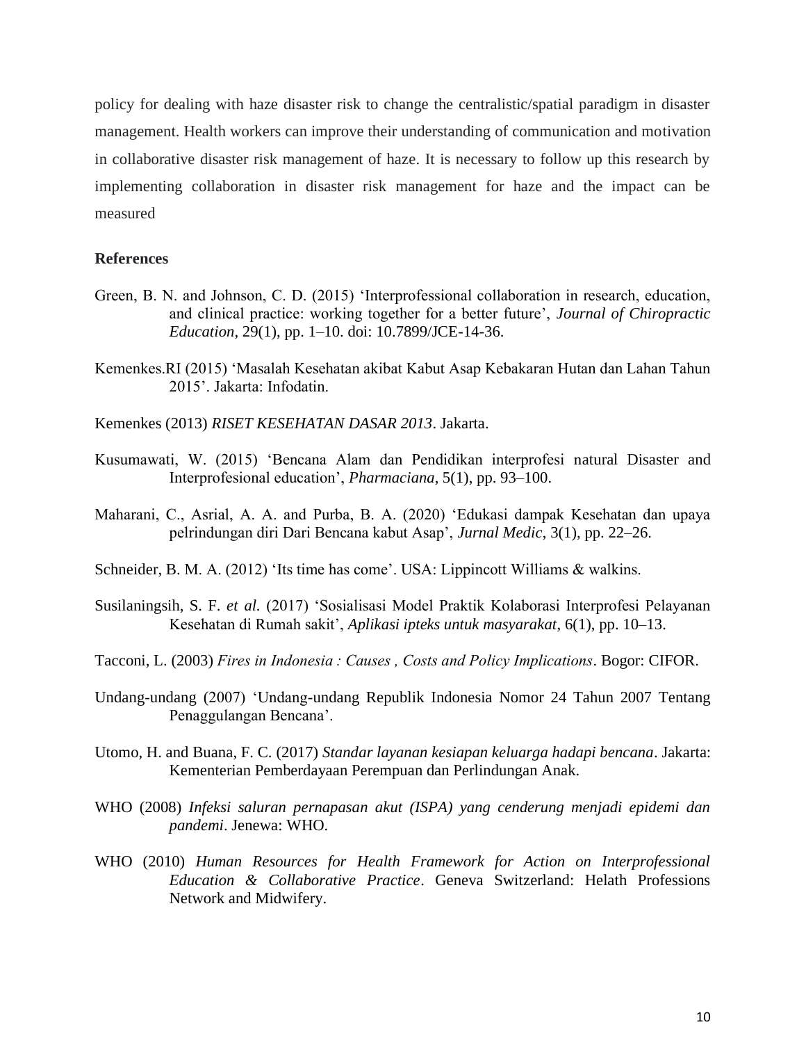policy for dealing with haze disaster risk to change the centralistic/spatial paradigm in disaster management. Health workers can improve their understanding of communication and motivation in collaborative disaster risk management of haze. It is necessary to follow up this research by implementing collaboration in disaster risk management for haze and the impact can be measured

## References

Green, B. N. and Johnson, C. D. (2015) 'Interprofessional collaboration in research, education, and clinical practice: working together for a better future', *Journal of Chiropractic Education*, 29(1), pp. 1–10. doi: 10.7899/JCE-14-36.

Kemenkes.RI (2015) 'Masalah Kesehatan akibat Kabut Asap Kebakaran Hutan dan Lahan Tahun 2015'. Jakarta: Infodatin.

Kemenkes (2013) *RISET KESEHATAN DASAR 2013*. Jakarta.

Kusumawati, W. (2015) 'Bencana Alam dan Pendidikan interprofesi natural Disaster and Interprofesional education', *Pharmaciana*, 5(1), pp. 93–100.

Maharani, C., Asrial, A. A. and Purba, B. A. (2020) 'Edukasi dampak Kesehatan dan upaya pelrindungan diri Dari Bencana kabut Asap', *Jurnal Medic*, 3(1), pp. 22–26.

Schneider, B. M. A. (2012) 'Its time has come'. USA: Lippincott Williams & walkins.

Susilaningsih, S. F. *et al.* (2017) 'Sosialisasi Model Praktik Kolaborasi Interprofesi Pelayanan Kesehatan di Rumah sakit', *Aplikasi ipteks untuk masyarakat*, 6(1), pp. 10–13.

Tacconi, L. (2003) *Fires in Indonesia : Causes , Costs and Policy Implications*. Bogor: CIFOR.

Undang-undang (2007) 'Undang-undang Republik Indonesia Nomor 24 Tahun 2007 Tentang Penaggulangan Bencana'.

Utomo, H. and Buana, F. C. (2017) *Standar layanan kesiapan keluarga hadapi bencana*. Jakarta: Kementerian Pemberdayaan Perempuan dan Perlindungan Anak.

WHO (2008) *Infeksi saluran pernapasan akut (ISPA) yang cenderung menjadi epidemi dan pandemi*. Jenewa: WHO.

WHO (2010) *Human Resources for Health Framework for Action on Interprofessional Education & Collaborative Practice*. Geneva Switzerland: Helath Professions Network and Midwifery.